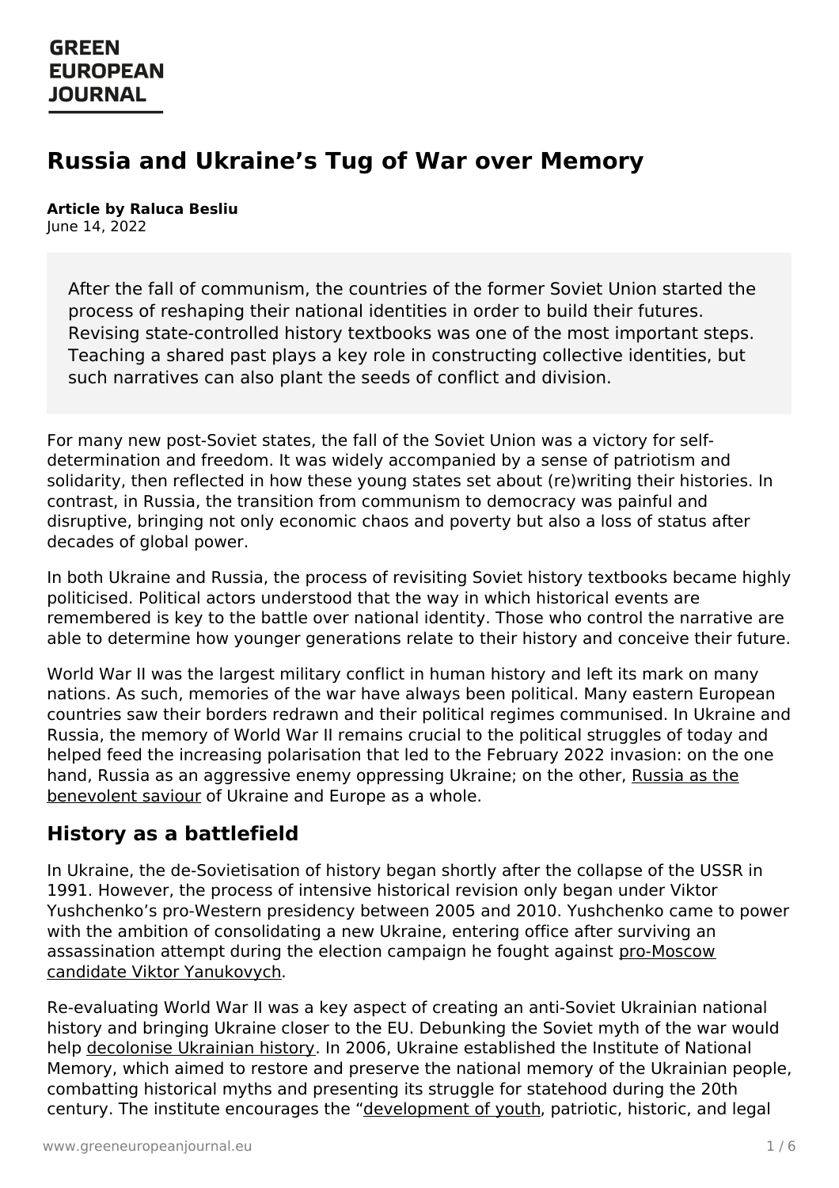GREEN EUROPEAN JOURNAL

# Russia and Ukraine's Tug of War over Memory

**Article by Raluca Besliu**
June 14, 2022

> After the fall of communism, the countries of the former Soviet Union started the process of reshaping their national identities in order to build their futures. Revising state-controlled history textbooks was one of the most important steps. Teaching a shared past plays a key role in constructing collective identities, but such narratives can also plant the seeds of conflict and division.

For many new post-Soviet states, the fall of the Soviet Union was a victory for self-determination and freedom. It was widely accompanied by a sense of patriotism and solidarity, then reflected in how these young states set about (re)writing their histories. In contrast, in Russia, the transition from communism to democracy was painful and disruptive, bringing not only economic chaos and poverty but also a loss of status after decades of global power.

In both Ukraine and Russia, the process of revisiting Soviet history textbooks became highly politicised. Political actors understood that the way in which historical events are remembered is key to the battle over national identity. Those who control the narrative are able to determine how younger generations relate to their history and conceive their future.

World War II was the largest military conflict in human history and left its mark on many nations. As such, memories of the war have always been political. Many eastern European countries saw their borders redrawn and their political regimes communised. In Ukraine and Russia, the memory of World War II remains crucial to the political struggles of today and helped feed the increasing polarisation that led to the February 2022 invasion: on the one hand, Russia as an aggressive enemy oppressing Ukraine; on the other, Russia as the benevolent saviour of Ukraine and Europe as a whole.

## History as a battlefield

In Ukraine, the de-Sovietisation of history began shortly after the collapse of the USSR in 1991. However, the process of intensive historical revision only began under Viktor Yushchenko's pro-Western presidency between 2005 and 2010. Yushchenko came to power with the ambition of consolidating a new Ukraine, entering office after surviving an assassination attempt during the election campaign he fought against pro-Moscow candidate Viktor Yanukovych.

Re-evaluating World War II was a key aspect of creating an anti-Soviet Ukrainian national history and bringing Ukraine closer to the EU. Debunking the Soviet myth of the war would help decolonise Ukrainian history. In 2006, Ukraine established the Institute of National Memory, which aimed to restore and preserve the national memory of the Ukrainian people, combatting historical myths and presenting its struggle for statehood during the 20th century. The institute encourages the "development of youth, patriotic, historic, and legal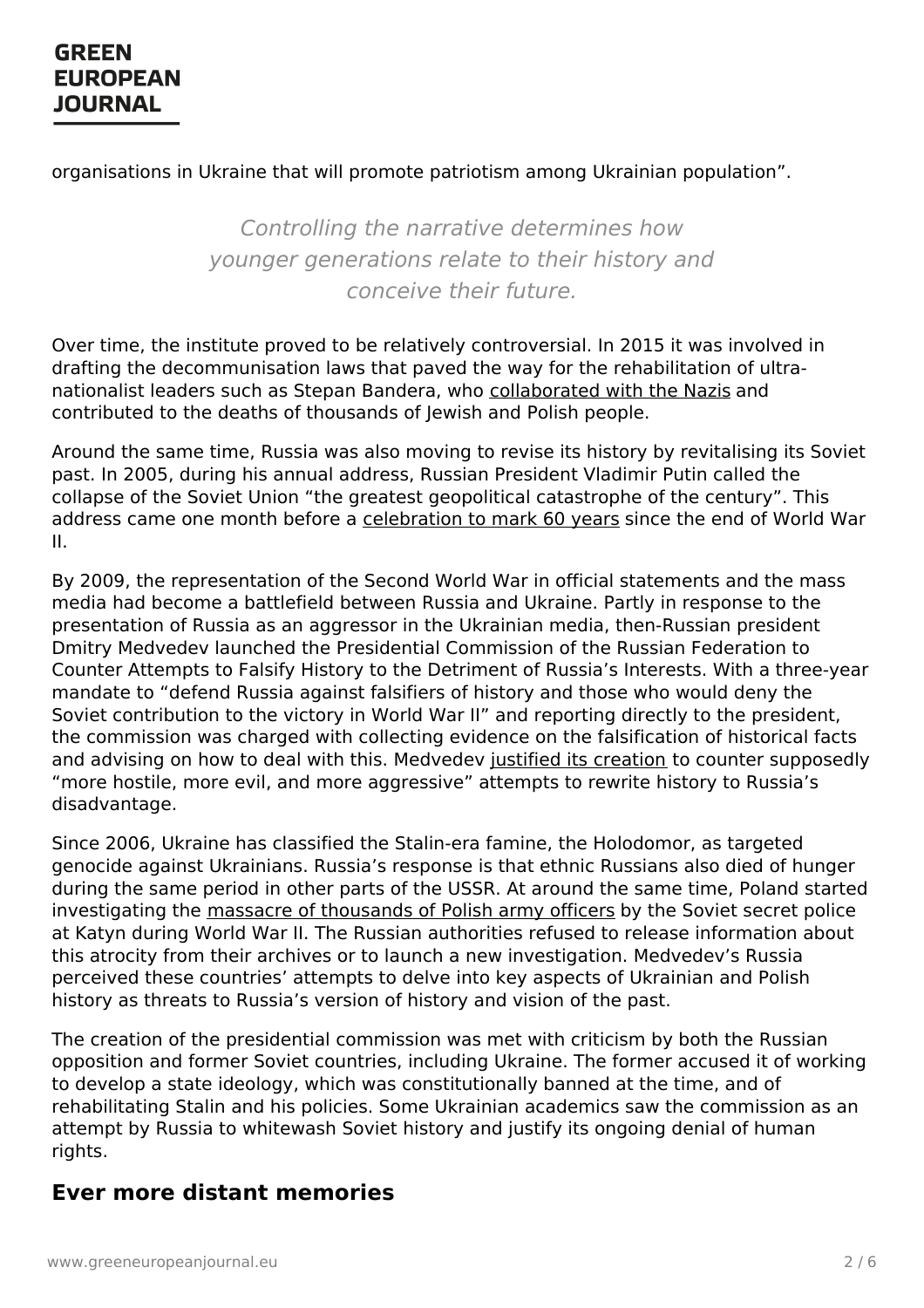organisations in Ukraine that will promote patriotism among Ukrainian population".

*Controlling the narrative determines how younger generations relate to their history and conceive their future.*

Over time, the institute proved to be relatively controversial. In 2015 it was involved in drafting the decommunisation laws that paved the way for the rehabilitation of ultra-nationalist leaders such as Stepan Bandera, who collaborated with the Nazis and contributed to the deaths of thousands of Jewish and Polish people.

Around the same time, Russia was also moving to revise its history by revitalising its Soviet past. In 2005, during his annual address, Russian President Vladimir Putin called the collapse of the Soviet Union "the greatest geopolitical catastrophe of the century". This address came one month before a celebration to mark 60 years since the end of World War II.

By 2009, the representation of the Second World War in official statements and the mass media had become a battlefield between Russia and Ukraine. Partly in response to the presentation of Russia as an aggressor in the Ukrainian media, then-Russian president Dmitry Medvedev launched the Presidential Commission of the Russian Federation to Counter Attempts to Falsify History to the Detriment of Russia's Interests. With a three-year mandate to "defend Russia against falsifiers of history and those who would deny the Soviet contribution to the victory in World War II" and reporting directly to the president, the commission was charged with collecting evidence on the falsification of historical facts and advising on how to deal with this. Medvedev justified its creation to counter supposedly "more hostile, more evil, and more aggressive" attempts to rewrite history to Russia's disadvantage.

Since 2006, Ukraine has classified the Stalin-era famine, the Holodomor, as targeted genocide against Ukrainians. Russia's response is that ethnic Russians also died of hunger during the same period in other parts of the USSR. At around the same time, Poland started investigating the massacre of thousands of Polish army officers by the Soviet secret police at Katyn during World War II. The Russian authorities refused to release information about this atrocity from their archives or to launch a new investigation. Medvedev's Russia perceived these countries' attempts to delve into key aspects of Ukrainian and Polish history as threats to Russia's version of history and vision of the past.

The creation of the presidential commission was met with criticism by both the Russian opposition and former Soviet countries, including Ukraine. The former accused it of working to develop a state ideology, which was constitutionally banned at the time, and of rehabilitating Stalin and his policies. Some Ukrainian academics saw the commission as an attempt by Russia to whitewash Soviet history and justify its ongoing denial of human rights.

## Ever more distant memories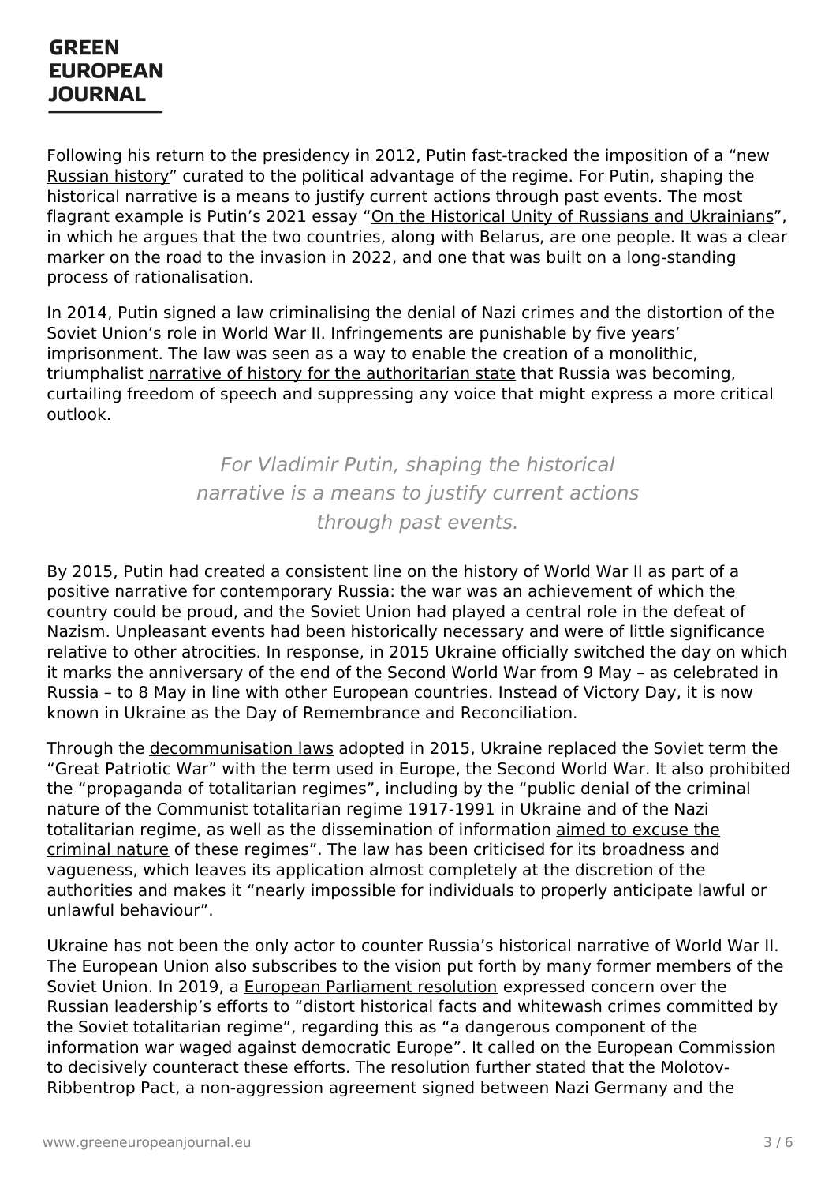Following his return to the presidency in 2012, Putin fast-tracked the imposition of a "new Russian history" curated to the political advantage of the regime. For Putin, shaping the historical narrative is a means to justify current actions through past events. The most flagrant example is Putin's 2021 essay "On the Historical Unity of Russians and Ukrainians", in which he argues that the two countries, along with Belarus, are one people. It was a clear marker on the road to the invasion in 2022, and one that was built on a long-standing process of rationalisation.

In 2014, Putin signed a law criminalising the denial of Nazi crimes and the distortion of the Soviet Union's role in World War II. Infringements are punishable by five years' imprisonment. The law was seen as a way to enable the creation of a monolithic, triumphalist narrative of history for the authoritarian state that Russia was becoming, curtailing freedom of speech and suppressing any voice that might express a more critical outlook.

> *For Vladimir Putin, shaping the historical narrative is a means to justify current actions through past events.*

By 2015, Putin had created a consistent line on the history of World War II as part of a positive narrative for contemporary Russia: the war was an achievement of which the country could be proud, and the Soviet Union had played a central role in the defeat of Nazism. Unpleasant events had been historically necessary and were of little significance relative to other atrocities. In response, in 2015 Ukraine officially switched the day on which it marks the anniversary of the end of the Second World War from 9 May – as celebrated in Russia – to 8 May in line with other European countries. Instead of Victory Day, it is now known in Ukraine as the Day of Remembrance and Reconciliation.

Through the decommunisation laws adopted in 2015, Ukraine replaced the Soviet term the "Great Patriotic War" with the term used in Europe, the Second World War. It also prohibited the "propaganda of totalitarian regimes", including by the "public denial of the criminal nature of the Communist totalitarian regime 1917-1991 in Ukraine and of the Nazi totalitarian regime, as well as the dissemination of information aimed to excuse the criminal nature of these regimes". The law has been criticised for its broadness and vagueness, which leaves its application almost completely at the discretion of the authorities and makes it "nearly impossible for individuals to properly anticipate lawful or unlawful behaviour".

Ukraine has not been the only actor to counter Russia's historical narrative of World War II. The European Union also subscribes to the vision put forth by many former members of the Soviet Union. In 2019, a European Parliament resolution expressed concern over the Russian leadership's efforts to "distort historical facts and whitewash crimes committed by the Soviet totalitarian regime", regarding this as "a dangerous component of the information war waged against democratic Europe". It called on the European Commission to decisively counteract these efforts. The resolution further stated that the Molotov-Ribbentrop Pact, a non-aggression agreement signed between Nazi Germany and the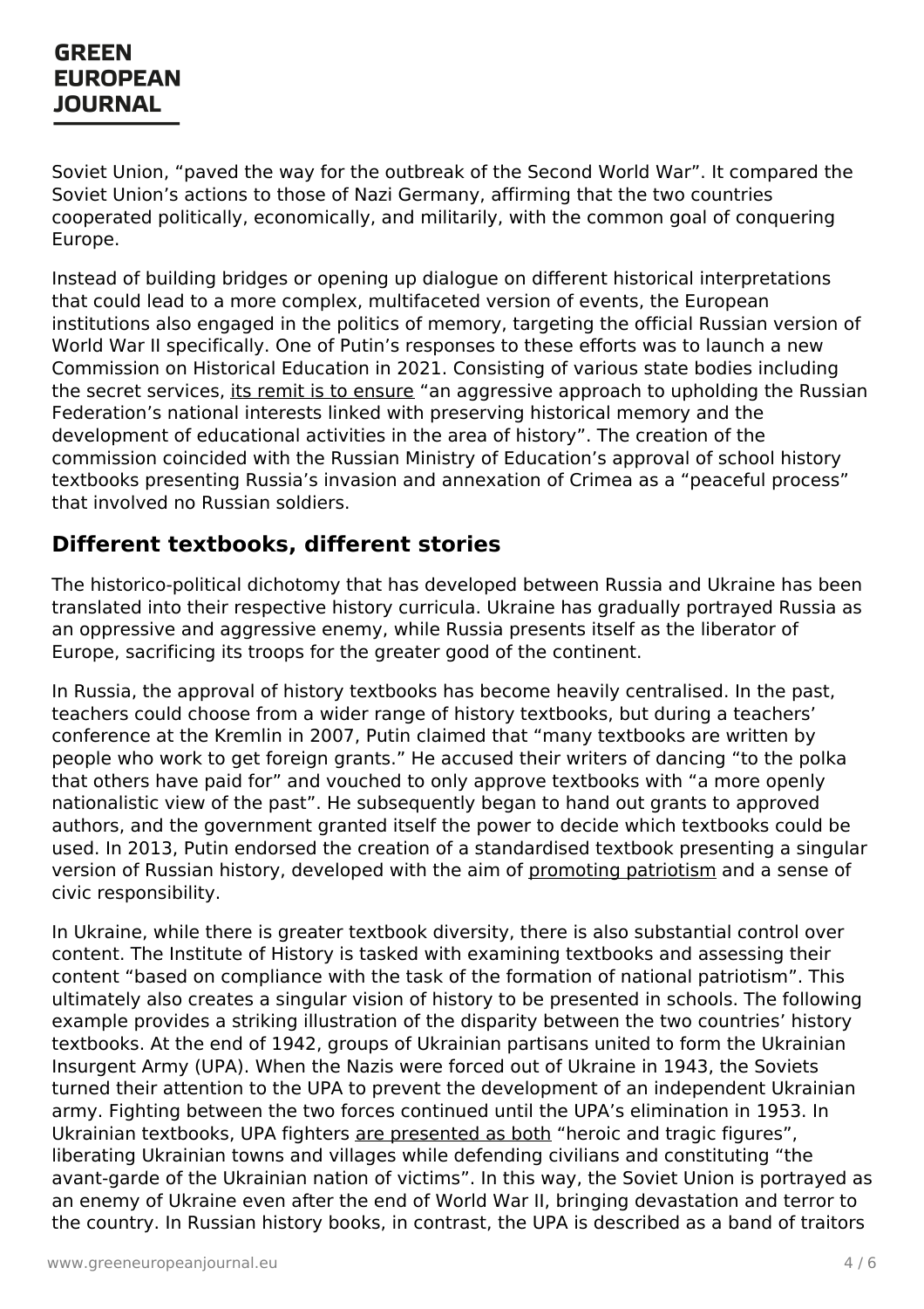Soviet Union, "paved the way for the outbreak of the Second World War". It compared the Soviet Union's actions to those of Nazi Germany, affirming that the two countries cooperated politically, economically, and militarily, with the common goal of conquering Europe.

Instead of building bridges or opening up dialogue on different historical interpretations that could lead to a more complex, multifaceted version of events, the European institutions also engaged in the politics of memory, targeting the official Russian version of World War II specifically. One of Putin's responses to these efforts was to launch a new Commission on Historical Education in 2021. Consisting of various state bodies including the secret services, its remit is to ensure "an aggressive approach to upholding the Russian Federation's national interests linked with preserving historical memory and the development of educational activities in the area of history". The creation of the commission coincided with the Russian Ministry of Education's approval of school history textbooks presenting Russia's invasion and annexation of Crimea as a "peaceful process" that involved no Russian soldiers.

## Different textbooks, different stories

The historico-political dichotomy that has developed between Russia and Ukraine has been translated into their respective history curricula. Ukraine has gradually portrayed Russia as an oppressive and aggressive enemy, while Russia presents itself as the liberator of Europe, sacrificing its troops for the greater good of the continent.

In Russia, the approval of history textbooks has become heavily centralised. In the past, teachers could choose from a wider range of history textbooks, but during a teachers' conference at the Kremlin in 2007, Putin claimed that "many textbooks are written by people who work to get foreign grants." He accused their writers of dancing "to the polka that others have paid for" and vouched to only approve textbooks with "a more openly nationalistic view of the past". He subsequently began to hand out grants to approved authors, and the government granted itself the power to decide which textbooks could be used. In 2013, Putin endorsed the creation of a standardised textbook presenting a singular version of Russian history, developed with the aim of promoting patriotism and a sense of civic responsibility.

In Ukraine, while there is greater textbook diversity, there is also substantial control over content. The Institute of History is tasked with examining textbooks and assessing their content "based on compliance with the task of the formation of national patriotism". This ultimately also creates a singular vision of history to be presented in schools. The following example provides a striking illustration of the disparity between the two countries' history textbooks. At the end of 1942, groups of Ukrainian partisans united to form the Ukrainian Insurgent Army (UPA). When the Nazis were forced out of Ukraine in 1943, the Soviets turned their attention to the UPA to prevent the development of an independent Ukrainian army. Fighting between the two forces continued until the UPA's elimination in 1953. In Ukrainian textbooks, UPA fighters are presented as both "heroic and tragic figures", liberating Ukrainian towns and villages while defending civilians and constituting "the avant-garde of the Ukrainian nation of victims". In this way, the Soviet Union is portrayed as an enemy of Ukraine even after the end of World War II, bringing devastation and terror to the country. In Russian history books, in contrast, the UPA is described as a band of traitors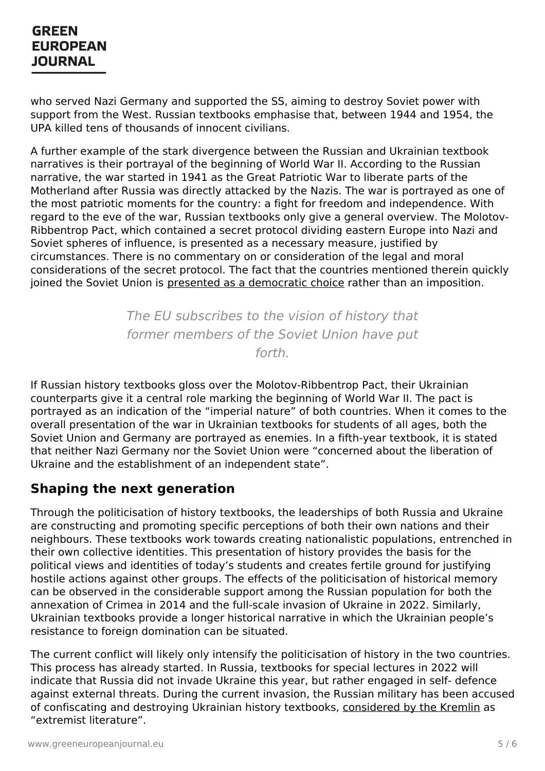who served Nazi Germany and supported the SS, aiming to destroy Soviet power with support from the West. Russian textbooks emphasise that, between 1944 and 1954, the UPA killed tens of thousands of innocent civilians.

A further example of the stark divergence between the Russian and Ukrainian textbook narratives is their portrayal of the beginning of World War II. According to the Russian narrative, the war started in 1941 as the Great Patriotic War to liberate parts of the Motherland after Russia was directly attacked by the Nazis. The war is portrayed as one of the most patriotic moments for the country: a fight for freedom and independence. With regard to the eve of the war, Russian textbooks only give a general overview. The Molotov-Ribbentrop Pact, which contained a secret protocol dividing eastern Europe into Nazi and Soviet spheres of influence, is presented as a necessary measure, justified by circumstances. There is no commentary on or consideration of the legal and moral considerations of the secret protocol. The fact that the countries mentioned therein quickly joined the Soviet Union is presented as a democratic choice rather than an imposition.

> *The EU subscribes to the vision of history that former members of the Soviet Union have put forth.*

If Russian history textbooks gloss over the Molotov-Ribbentrop Pact, their Ukrainian counterparts give it a central role marking the beginning of World War II. The pact is portrayed as an indication of the "imperial nature" of both countries. When it comes to the overall presentation of the war in Ukrainian textbooks for students of all ages, both the Soviet Union and Germany are portrayed as enemies. In a fifth-year textbook, it is stated that neither Nazi Germany nor the Soviet Union were "concerned about the liberation of Ukraine and the establishment of an independent state".

## Shaping the next generation

Through the politicisation of history textbooks, the leaderships of both Russia and Ukraine are constructing and promoting specific perceptions of both their own nations and their neighbours. These textbooks work towards creating nationalistic populations, entrenched in their own collective identities. This presentation of history provides the basis for the political views and identities of today's students and creates fertile ground for justifying hostile actions against other groups. The effects of the politicisation of historical memory can be observed in the considerable support among the Russian population for both the annexation of Crimea in 2014 and the full-scale invasion of Ukraine in 2022. Similarly, Ukrainian textbooks provide a longer historical narrative in which the Ukrainian people's resistance to foreign domination can be situated.

The current conflict will likely only intensify the politicisation of history in the two countries. This process has already started. In Russia, textbooks for special lectures in 2022 will indicate that Russia did not invade Ukraine this year, but rather engaged in self- defence against external threats. During the current invasion, the Russian military has been accused of confiscating and destroying Ukrainian history textbooks, considered by the Kremlin as "extremist literature".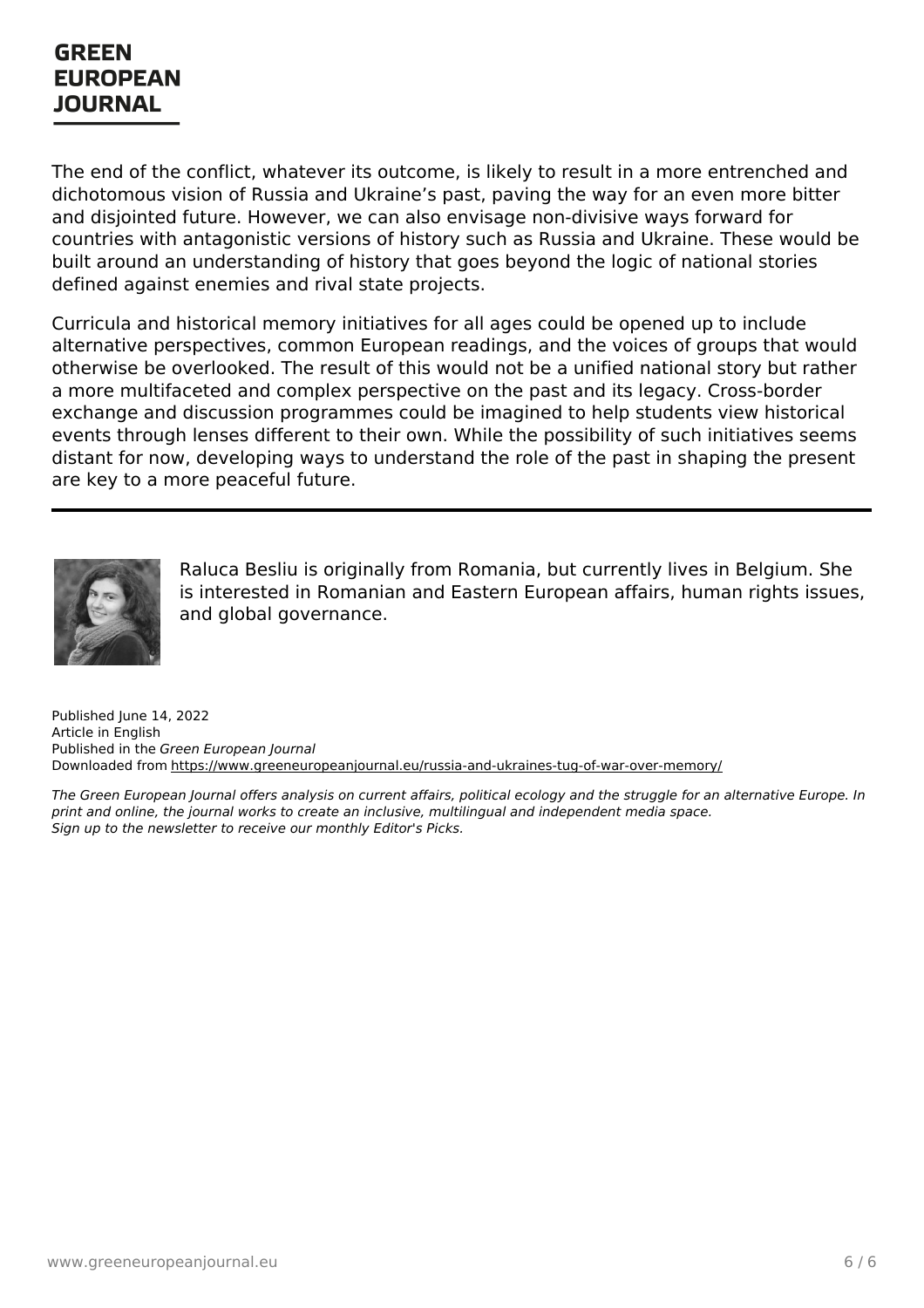The end of the conflict, whatever its outcome, is likely to result in a more entrenched and dichotomous vision of Russia and Ukraine's past, paving the way for an even more bitter and disjointed future. However, we can also envisage non-divisive ways forward for countries with antagonistic versions of history such as Russia and Ukraine. These would be built around an understanding of history that goes beyond the logic of national stories defined against enemies and rival state projects.

Curricula and historical memory initiatives for all ages could be opened up to include alternative perspectives, common European readings, and the voices of groups that would otherwise be overlooked. The result of this would not be a unified national story but rather a more multifaceted and complex perspective on the past and its legacy. Cross-border exchange and discussion programmes could be imagined to help students view historical events through lenses different to their own. While the possibility of such initiatives seems distant for now, developing ways to understand the role of the past in shaping the present are key to a more peaceful future.

---

Raluca Besliu is originally from Romania, but currently lives in Belgium. She is interested in Romanian and Eastern European affairs, human rights issues, and global governance.

Published June 14, 2022
Article in English
Published in the *Green European Journal*
Downloaded from https://www.greeneuropeanjournal.eu/russia-and-ukraines-tug-of-war-over-memory/

*The Green European Journal offers analysis on current affairs, political ecology and the struggle for an alternative Europe. In print and online, the journal works to create an inclusive, multilingual and independent media space.*
*Sign up to the newsletter to receive our monthly Editor's Picks.*